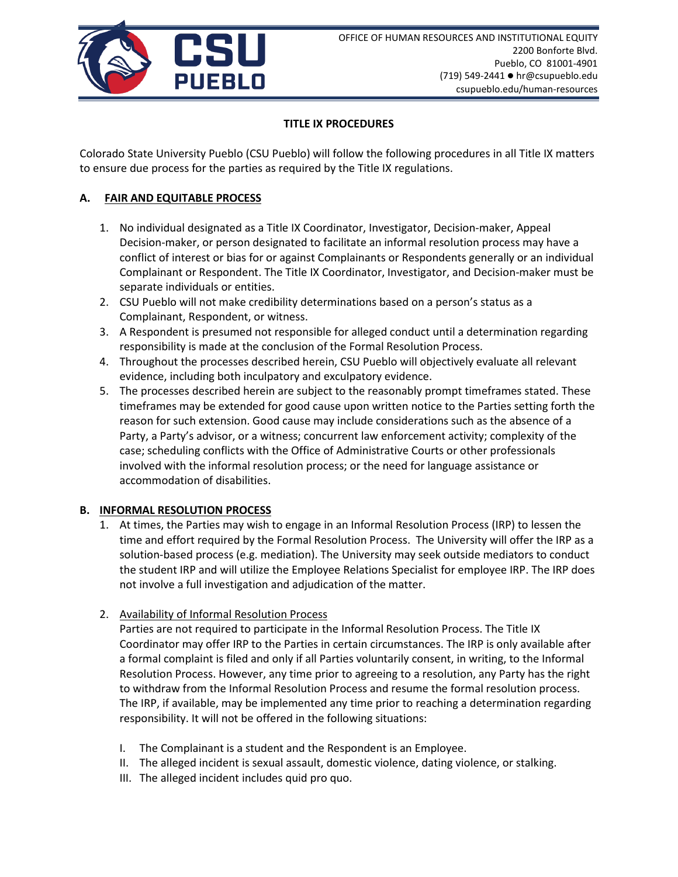OFFICE OF HUMAN RESOURCES AND INSTITUTIONAL EQUITY
2200 Bonforte Blvd.
Pueblo, CO 81001-4901
(719) 549-2441 ● hr@csupueblo.edu
csupueblo.edu/human-resources

# TITLE IX PROCEDURES

Colorado State University Pueblo (CSU Pueblo) will follow the following procedures in all Title IX matters to ensure due process for the parties as required by the Title IX regulations.

## A. FAIR AND EQUITABLE PROCESS

1. No individual designated as a Title IX Coordinator, Investigator, Decision-maker, Appeal Decision-maker, or person designated to facilitate an informal resolution process may have a conflict of interest or bias for or against Complainants or Respondents generally or an individual Complainant or Respondent. The Title IX Coordinator, Investigator, and Decision-maker must be separate individuals or entities.
2. CSU Pueblo will not make credibility determinations based on a person's status as a Complainant, Respondent, or witness.
3. A Respondent is presumed not responsible for alleged conduct until a determination regarding responsibility is made at the conclusion of the Formal Resolution Process.
4. Throughout the processes described herein, CSU Pueblo will objectively evaluate all relevant evidence, including both inculpatory and exculpatory evidence.
5. The processes described herein are subject to the reasonably prompt timeframes stated. These timeframes may be extended for good cause upon written notice to the Parties setting forth the reason for such extension. Good cause may include considerations such as the absence of a Party, a Party's advisor, or a witness; concurrent law enforcement activity; complexity of the case; scheduling conflicts with the Office of Administrative Courts or other professionals involved with the informal resolution process; or the need for language assistance or accommodation of disabilities.

## B. INFORMAL RESOLUTION PROCESS

1. At times, the Parties may wish to engage in an Informal Resolution Process (IRP) to lessen the time and effort required by the Formal Resolution Process. The University will offer the IRP as a solution-based process (e.g. mediation). The University may seek outside mediators to conduct the student IRP and will utilize the Employee Relations Specialist for employee IRP. The IRP does not involve a full investigation and adjudication of the matter.

2. Availability of Informal Resolution Process

   Parties are not required to participate in the Informal Resolution Process. The Title IX Coordinator may offer IRP to the Parties in certain circumstances. The IRP is only available after a formal complaint is filed and only if all Parties voluntarily consent, in writing, to the Informal Resolution Process. However, any time prior to agreeing to a resolution, any Party has the right to withdraw from the Informal Resolution Process and resume the formal resolution process. The IRP, if available, may be implemented any time prior to reaching a determination regarding responsibility. It will not be offered in the following situations:

   I. The Complainant is a student and the Respondent is an Employee.
   II. The alleged incident is sexual assault, domestic violence, dating violence, or stalking.
   III. The alleged incident includes quid pro quo.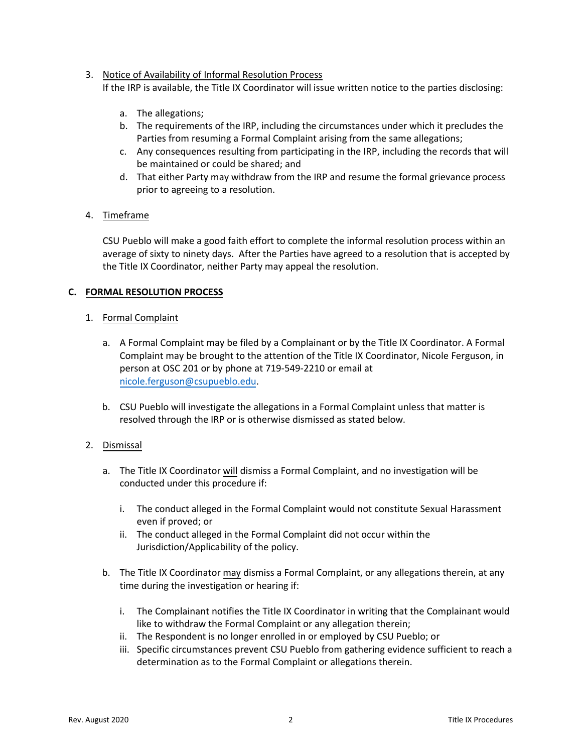3. Notice of Availability of Informal Resolution Process

   If the IRP is available, the Title IX Coordinator will issue written notice to the parties disclosing:

   a. The allegations;
   b. The requirements of the IRP, including the circumstances under which it precludes the Parties from resuming a Formal Complaint arising from the same allegations;
   c. Any consequences resulting from participating in the IRP, including the records that will be maintained or could be shared; and
   d. That either Party may withdraw from the IRP and resume the formal grievance process prior to agreeing to a resolution.

4. Timeframe

   CSU Pueblo will make a good faith effort to complete the informal resolution process within an average of sixty to ninety days. After the Parties have agreed to a resolution that is accepted by the Title IX Coordinator, neither Party may appeal the resolution.

### C. FORMAL RESOLUTION PROCESS

1. Formal Complaint

   a. A Formal Complaint may be filed by a Complainant or by the Title IX Coordinator. A Formal Complaint may be brought to the attention of the Title IX Coordinator, Nicole Ferguson, in person at OSC 201 or by phone at 719-549-2210 or email at nicole.ferguson@csupueblo.edu.

   b. CSU Pueblo will investigate the allegations in a Formal Complaint unless that matter is resolved through the IRP or is otherwise dismissed as stated below.

2. Dismissal

   a. The Title IX Coordinator will dismiss a Formal Complaint, and no investigation will be conducted under this procedure if:

      i. The conduct alleged in the Formal Complaint would not constitute Sexual Harassment even if proved; or
      ii. The conduct alleged in the Formal Complaint did not occur within the Jurisdiction/Applicability of the policy.

   b. The Title IX Coordinator may dismiss a Formal Complaint, or any allegations therein, at any time during the investigation or hearing if:

      i. The Complainant notifies the Title IX Coordinator in writing that the Complainant would like to withdraw the Formal Complaint or any allegation therein;
      ii. The Respondent is no longer enrolled in or employed by CSU Pueblo; or
      iii. Specific circumstances prevent CSU Pueblo from gathering evidence sufficient to reach a determination as to the Formal Complaint or allegations therein.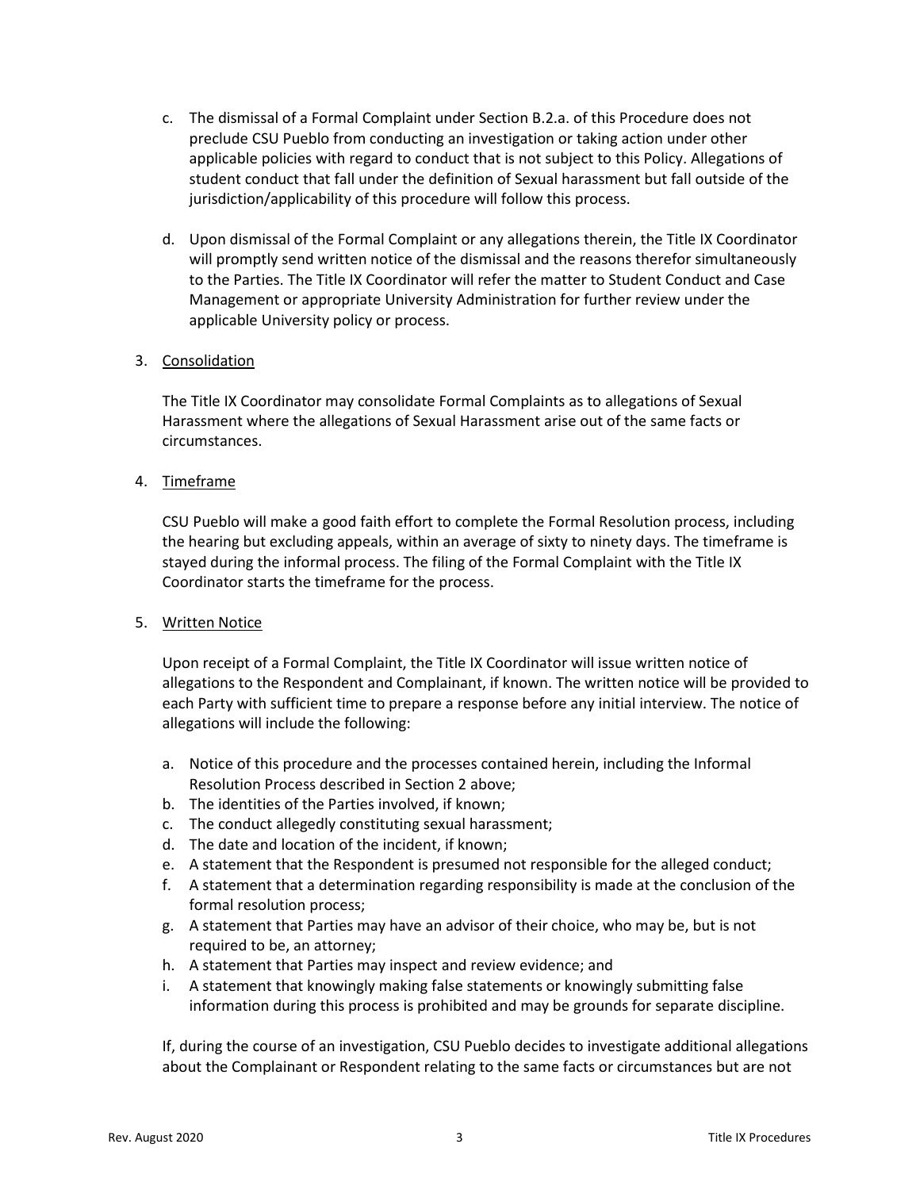c. The dismissal of a Formal Complaint under Section B.2.a. of this Procedure does not preclude CSU Pueblo from conducting an investigation or taking action under other applicable policies with regard to conduct that is not subject to this Policy. Allegations of student conduct that fall under the definition of Sexual harassment but fall outside of the jurisdiction/applicability of this procedure will follow this process.

d. Upon dismissal of the Formal Complaint or any allegations therein, the Title IX Coordinator will promptly send written notice of the dismissal and the reasons therefor simultaneously to the Parties. The Title IX Coordinator will refer the matter to Student Conduct and Case Management or appropriate University Administration for further review under the applicable University policy or process.

3. <u>Consolidation</u>

The Title IX Coordinator may consolidate Formal Complaints as to allegations of Sexual Harassment where the allegations of Sexual Harassment arise out of the same facts or circumstances.

4. <u>Timeframe</u>

CSU Pueblo will make a good faith effort to complete the Formal Resolution process, including the hearing but excluding appeals, within an average of sixty to ninety days. The timeframe is stayed during the informal process. The filing of the Formal Complaint with the Title IX Coordinator starts the timeframe for the process.

5. <u>Written Notice</u>

Upon receipt of a Formal Complaint, the Title IX Coordinator will issue written notice of allegations to the Respondent and Complainant, if known. The written notice will be provided to each Party with sufficient time to prepare a response before any initial interview. The notice of allegations will include the following:

a. Notice of this procedure and the processes contained herein, including the Informal Resolution Process described in Section 2 above;
b. The identities of the Parties involved, if known;
c. The conduct allegedly constituting sexual harassment;
d. The date and location of the incident, if known;
e. A statement that the Respondent is presumed not responsible for the alleged conduct;
f. A statement that a determination regarding responsibility is made at the conclusion of the formal resolution process;
g. A statement that Parties may have an advisor of their choice, who may be, but is not required to be, an attorney;
h. A statement that Parties may inspect and review evidence; and
i. A statement that knowingly making false statements or knowingly submitting false information during this process is prohibited and may be grounds for separate discipline.

If, during the course of an investigation, CSU Pueblo decides to investigate additional allegations about the Complainant or Respondent relating to the same facts or circumstances but are not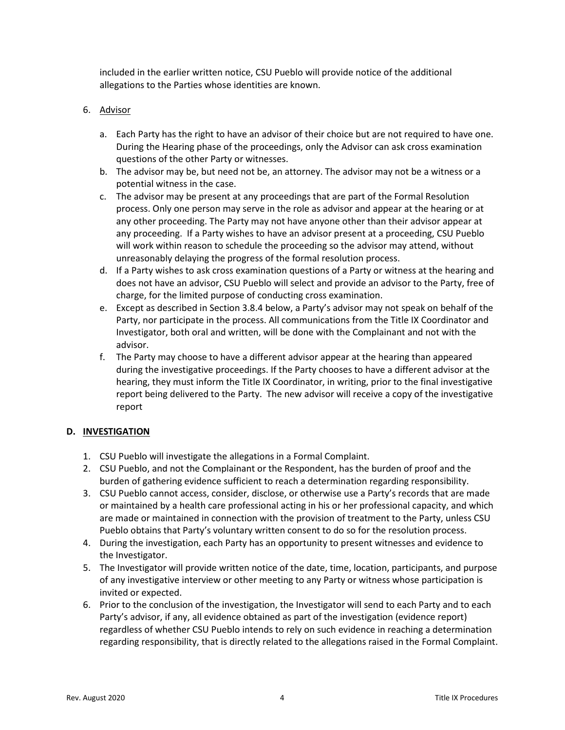included in the earlier written notice, CSU Pueblo will provide notice of the additional allegations to the Parties whose identities are known.

6. Advisor

    a. Each Party has the right to have an advisor of their choice but are not required to have one. During the Hearing phase of the proceedings, only the Advisor can ask cross examination questions of the other Party or witnesses.
    b. The advisor may be, but need not be, an attorney. The advisor may not be a witness or a potential witness in the case.
    c. The advisor may be present at any proceedings that are part of the Formal Resolution process. Only one person may serve in the role as advisor and appear at the hearing or at any other proceeding. The Party may not have anyone other than their advisor appear at any proceeding. If a Party wishes to have an advisor present at a proceeding, CSU Pueblo will work within reason to schedule the proceeding so the advisor may attend, without unreasonably delaying the progress of the formal resolution process.
    d. If a Party wishes to ask cross examination questions of a Party or witness at the hearing and does not have an advisor, CSU Pueblo will select and provide an advisor to the Party, free of charge, for the limited purpose of conducting cross examination.
    e. Except as described in Section 3.8.4 below, a Party's advisor may not speak on behalf of the Party, nor participate in the process. All communications from the Title IX Coordinator and Investigator, both oral and written, will be done with the Complainant and not with the advisor.
    f. The Party may choose to have a different advisor appear at the hearing than appeared during the investigative proceedings. If the Party chooses to have a different advisor at the hearing, they must inform the Title IX Coordinator, in writing, prior to the final investigative report being delivered to the Party. The new advisor will receive a copy of the investigative report

## D. INVESTIGATION

1. CSU Pueblo will investigate the allegations in a Formal Complaint.
2. CSU Pueblo, and not the Complainant or the Respondent, has the burden of proof and the burden of gathering evidence sufficient to reach a determination regarding responsibility.
3. CSU Pueblo cannot access, consider, disclose, or otherwise use a Party's records that are made or maintained by a health care professional acting in his or her professional capacity, and which are made or maintained in connection with the provision of treatment to the Party, unless CSU Pueblo obtains that Party's voluntary written consent to do so for the resolution process.
4. During the investigation, each Party has an opportunity to present witnesses and evidence to the Investigator.
5. The Investigator will provide written notice of the date, time, location, participants, and purpose of any investigative interview or other meeting to any Party or witness whose participation is invited or expected.
6. Prior to the conclusion of the investigation, the Investigator will send to each Party and to each Party's advisor, if any, all evidence obtained as part of the investigation (evidence report) regardless of whether CSU Pueblo intends to rely on such evidence in reaching a determination regarding responsibility, that is directly related to the allegations raised in the Formal Complaint.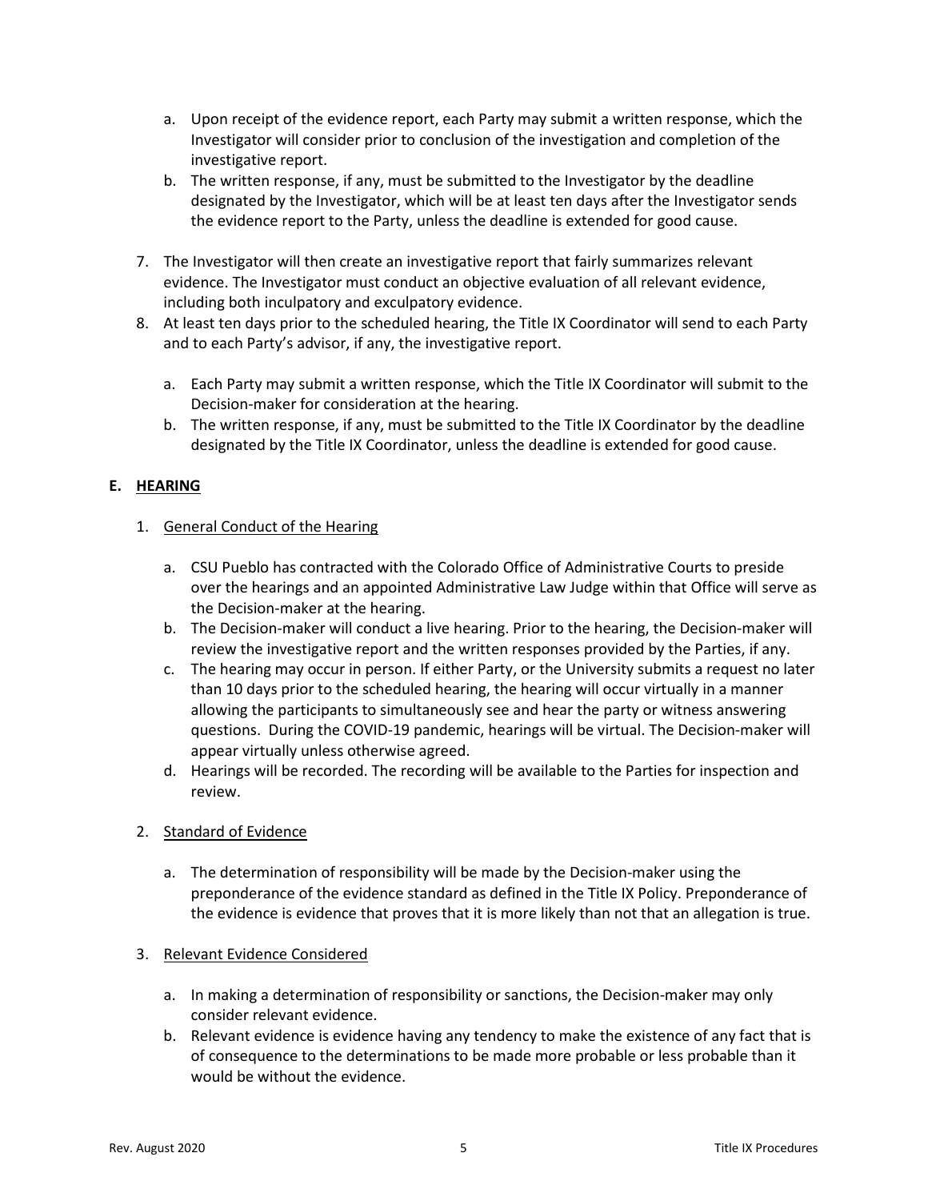a. Upon receipt of the evidence report, each Party may submit a written response, which the Investigator will consider prior to conclusion of the investigation and completion of the investigative report.
b. The written response, if any, must be submitted to the Investigator by the deadline designated by the Investigator, which will be at least ten days after the Investigator sends the evidence report to the Party, unless the deadline is extended for good cause.

7. The Investigator will then create an investigative report that fairly summarizes relevant evidence. The Investigator must conduct an objective evaluation of all relevant evidence, including both inculpatory and exculpatory evidence.
8. At least ten days prior to the scheduled hearing, the Title IX Coordinator will send to each Party and to each Party's advisor, if any, the investigative report.

   a. Each Party may submit a written response, which the Title IX Coordinator will submit to the Decision-maker for consideration at the hearing.
   b. The written response, if any, must be submitted to the Title IX Coordinator by the deadline designated by the Title IX Coordinator, unless the deadline is extended for good cause.

## E. HEARING

1. General Conduct of the Hearing

   a. CSU Pueblo has contracted with the Colorado Office of Administrative Courts to preside over the hearings and an appointed Administrative Law Judge within that Office will serve as the Decision-maker at the hearing.
   b. The Decision-maker will conduct a live hearing. Prior to the hearing, the Decision-maker will review the investigative report and the written responses provided by the Parties, if any.
   c. The hearing may occur in person. If either Party, or the University submits a request no later than 10 days prior to the scheduled hearing, the hearing will occur virtually in a manner allowing the participants to simultaneously see and hear the party or witness answering questions. During the COVID-19 pandemic, hearings will be virtual. The Decision-maker will appear virtually unless otherwise agreed.
   d. Hearings will be recorded. The recording will be available to the Parties for inspection and review.

2. Standard of Evidence

   a. The determination of responsibility will be made by the Decision-maker using the preponderance of the evidence standard as defined in the Title IX Policy. Preponderance of the evidence is evidence that proves that it is more likely than not that an allegation is true.

3. Relevant Evidence Considered

   a. In making a determination of responsibility or sanctions, the Decision-maker may only consider relevant evidence.
   b. Relevant evidence is evidence having any tendency to make the existence of any fact that is of consequence to the determinations to be made more probable or less probable than it would be without the evidence.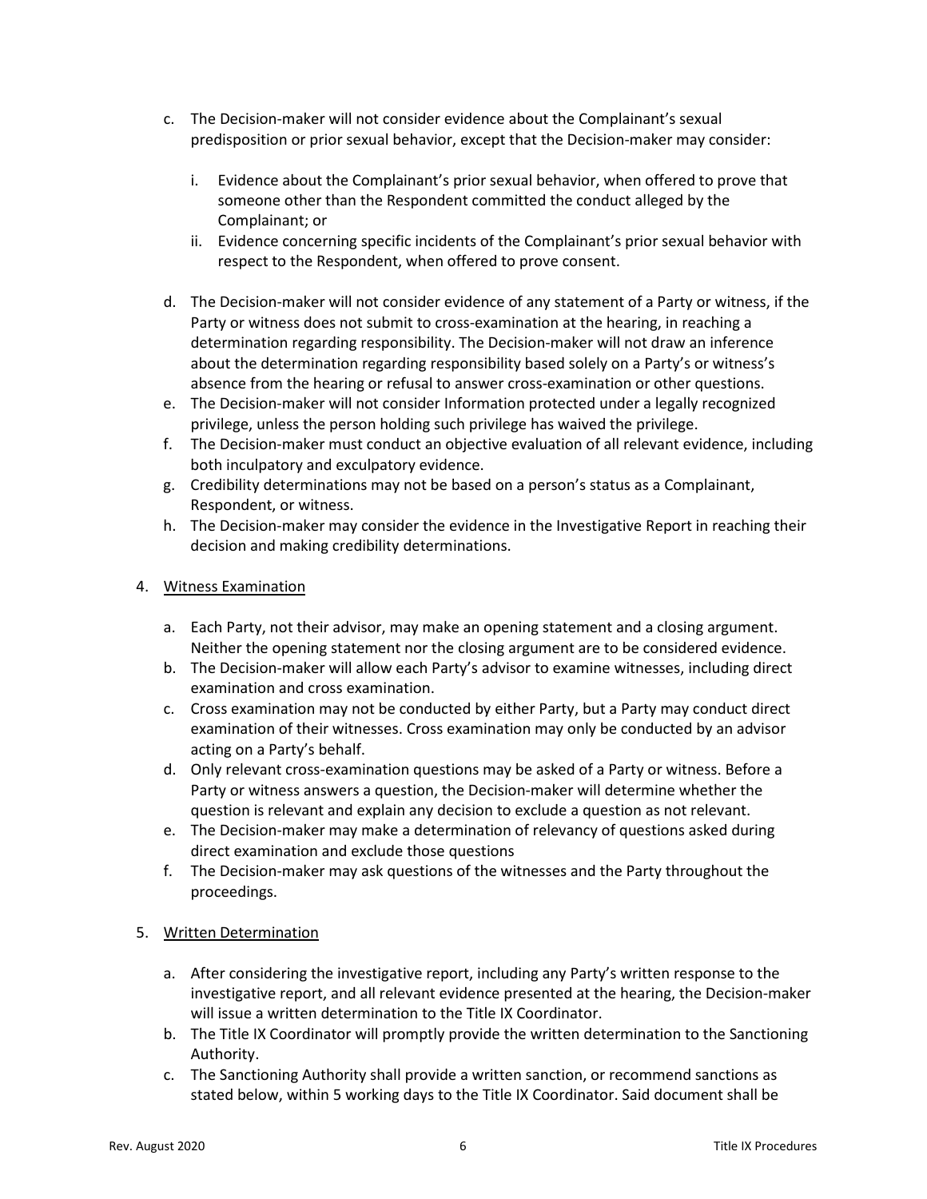c. The Decision-maker will not consider evidence about the Complainant's sexual predisposition or prior sexual behavior, except that the Decision-maker may consider:

    i. Evidence about the Complainant's prior sexual behavior, when offered to prove that someone other than the Respondent committed the conduct alleged by the Complainant; or
    ii. Evidence concerning specific incidents of the Complainant's prior sexual behavior with respect to the Respondent, when offered to prove consent.

d. The Decision-maker will not consider evidence of any statement of a Party or witness, if the Party or witness does not submit to cross-examination at the hearing, in reaching a determination regarding responsibility. The Decision-maker will not draw an inference about the determination regarding responsibility based solely on a Party's or witness's absence from the hearing or refusal to answer cross-examination or other questions.
e. The Decision-maker will not consider Information protected under a legally recognized privilege, unless the person holding such privilege has waived the privilege.
f. The Decision-maker must conduct an objective evaluation of all relevant evidence, including both inculpatory and exculpatory evidence.
g. Credibility determinations may not be based on a person's status as a Complainant, Respondent, or witness.
h. The Decision-maker may consider the evidence in the Investigative Report in reaching their decision and making credibility determinations.

4. <u>Witness Examination</u>

    a. Each Party, not their advisor, may make an opening statement and a closing argument. Neither the opening statement nor the closing argument are to be considered evidence.
    b. The Decision-maker will allow each Party's advisor to examine witnesses, including direct examination and cross examination.
    c. Cross examination may not be conducted by either Party, but a Party may conduct direct examination of their witnesses. Cross examination may only be conducted by an advisor acting on a Party's behalf.
    d. Only relevant cross-examination questions may be asked of a Party or witness. Before a Party or witness answers a question, the Decision-maker will determine whether the question is relevant and explain any decision to exclude a question as not relevant.
    e. The Decision-maker may make a determination of relevancy of questions asked during direct examination and exclude those questions
    f. The Decision-maker may ask questions of the witnesses and the Party throughout the proceedings.

5. <u>Written Determination</u>

    a. After considering the investigative report, including any Party's written response to the investigative report, and all relevant evidence presented at the hearing, the Decision-maker will issue a written determination to the Title IX Coordinator.
    b. The Title IX Coordinator will promptly provide the written determination to the Sanctioning Authority.
    c. The Sanctioning Authority shall provide a written sanction, or recommend sanctions as stated below, within 5 working days to the Title IX Coordinator. Said document shall be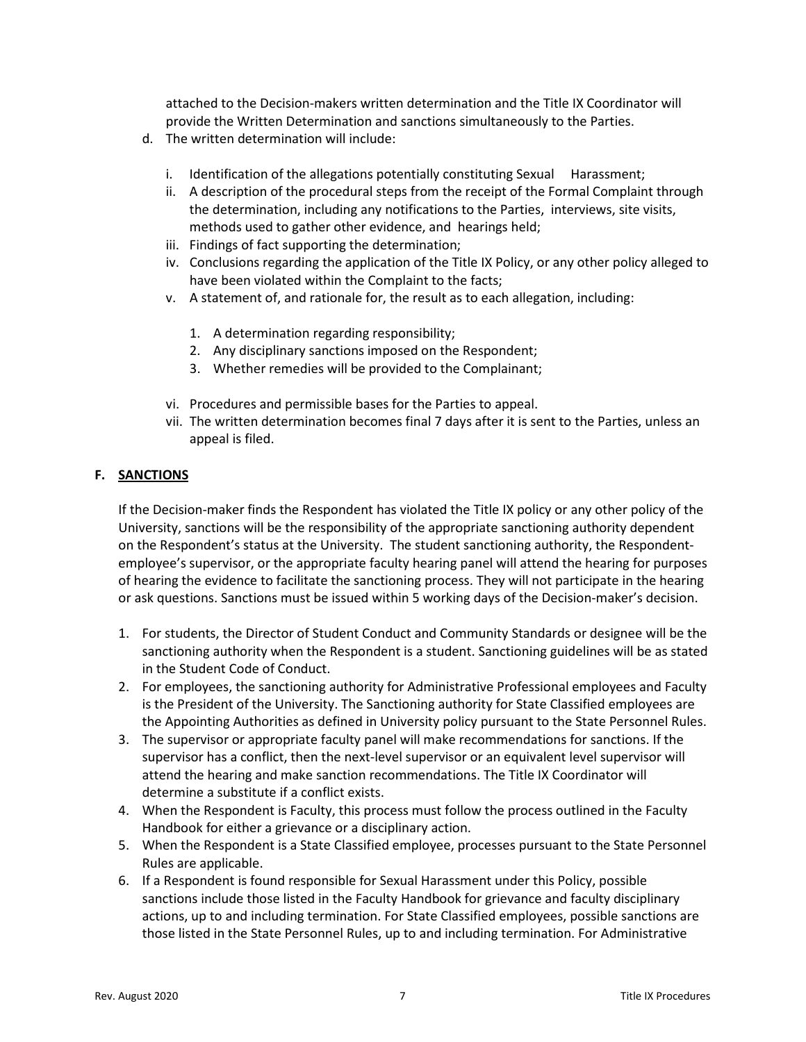attached to the Decision-makers written determination and the Title IX Coordinator will provide the Written Determination and sanctions simultaneously to the Parties.

d. The written determination will include:

   i. Identification of the allegations potentially constituting Sexual Harassment;
   ii. A description of the procedural steps from the receipt of the Formal Complaint through the determination, including any notifications to the Parties, interviews, site visits, methods used to gather other evidence, and hearings held;
   iii. Findings of fact supporting the determination;
   iv. Conclusions regarding the application of the Title IX Policy, or any other policy alleged to have been violated within the Complaint to the facts;
   v. A statement of, and rationale for, the result as to each allegation, including:

      1. A determination regarding responsibility;
      2. Any disciplinary sanctions imposed on the Respondent;
      3. Whether remedies will be provided to the Complainant;

   vi. Procedures and permissible bases for the Parties to appeal.
   vii. The written determination becomes final 7 days after it is sent to the Parties, unless an appeal is filed.

## F. SANCTIONS

If the Decision-maker finds the Respondent has violated the Title IX policy or any other policy of the University, sanctions will be the responsibility of the appropriate sanctioning authority dependent on the Respondent's status at the University. The student sanctioning authority, the Respondent-employee's supervisor, or the appropriate faculty hearing panel will attend the hearing for purposes of hearing the evidence to facilitate the sanctioning process. They will not participate in the hearing or ask questions. Sanctions must be issued within 5 working days of the Decision-maker's decision.

1. For students, the Director of Student Conduct and Community Standards or designee will be the sanctioning authority when the Respondent is a student. Sanctioning guidelines will be as stated in the Student Code of Conduct.
2. For employees, the sanctioning authority for Administrative Professional employees and Faculty is the President of the University. The Sanctioning authority for State Classified employees are the Appointing Authorities as defined in University policy pursuant to the State Personnel Rules.
3. The supervisor or appropriate faculty panel will make recommendations for sanctions. If the supervisor has a conflict, then the next-level supervisor or an equivalent level supervisor will attend the hearing and make sanction recommendations. The Title IX Coordinator will determine a substitute if a conflict exists.
4. When the Respondent is Faculty, this process must follow the process outlined in the Faculty Handbook for either a grievance or a disciplinary action.
5. When the Respondent is a State Classified employee, processes pursuant to the State Personnel Rules are applicable.
6. If a Respondent is found responsible for Sexual Harassment under this Policy, possible sanctions include those listed in the Faculty Handbook for grievance and faculty disciplinary actions, up to and including termination. For State Classified employees, possible sanctions are those listed in the State Personnel Rules, up to and including termination. For Administrative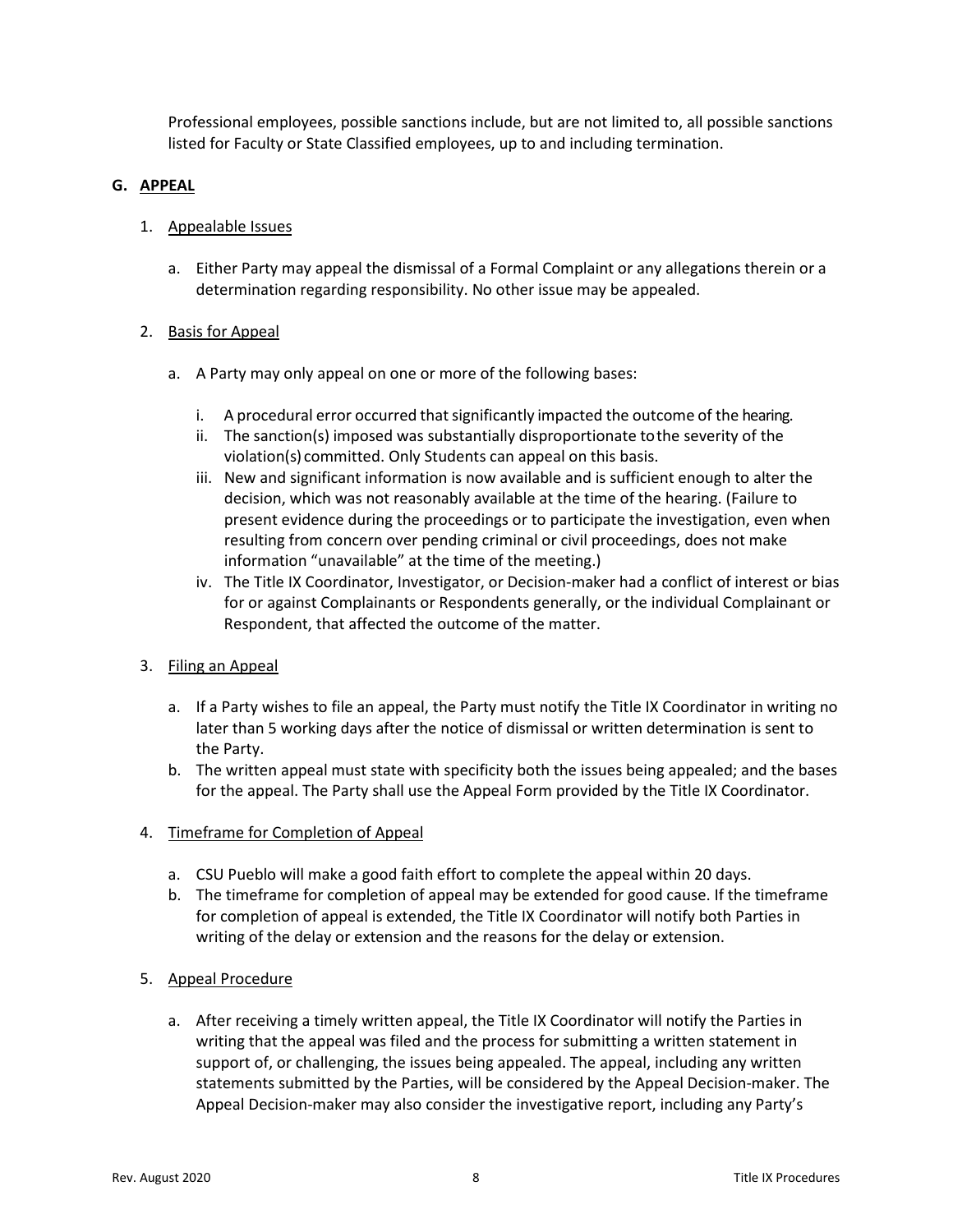Professional employees, possible sanctions include, but are not limited to, all possible sanctions listed for Faculty or State Classified employees, up to and including termination.

## G. APPEAL

1. Appealable Issues

   a. Either Party may appeal the dismissal of a Formal Complaint or any allegations therein or a determination regarding responsibility. No other issue may be appealed.

2. Basis for Appeal

   a. A Party may only appeal on one or more of the following bases:

      i. A procedural error occurred that significantly impacted the outcome of the hearing.
      ii. The sanction(s) imposed was substantially disproportionate to the severity of the violation(s) committed. Only Students can appeal on this basis.
      iii. New and significant information is now available and is sufficient enough to alter the decision, which was not reasonably available at the time of the hearing. (Failure to present evidence during the proceedings or to participate the investigation, even when resulting from concern over pending criminal or civil proceedings, does not make information "unavailable" at the time of the meeting.)
      iv. The Title IX Coordinator, Investigator, or Decision-maker had a conflict of interest or bias for or against Complainants or Respondents generally, or the individual Complainant or Respondent, that affected the outcome of the matter.

3. Filing an Appeal

   a. If a Party wishes to file an appeal, the Party must notify the Title IX Coordinator in writing no later than 5 working days after the notice of dismissal or written determination is sent to the Party.
   b. The written appeal must state with specificity both the issues being appealed; and the bases for the appeal. The Party shall use the Appeal Form provided by the Title IX Coordinator.

4. Timeframe for Completion of Appeal

   a. CSU Pueblo will make a good faith effort to complete the appeal within 20 days.
   b. The timeframe for completion of appeal may be extended for good cause. If the timeframe for completion of appeal is extended, the Title IX Coordinator will notify both Parties in writing of the delay or extension and the reasons for the delay or extension.

5. Appeal Procedure

   a. After receiving a timely written appeal, the Title IX Coordinator will notify the Parties in writing that the appeal was filed and the process for submitting a written statement in support of, or challenging, the issues being appealed. The appeal, including any written statements submitted by the Parties, will be considered by the Appeal Decision-maker. The Appeal Decision-maker may also consider the investigative report, including any Party's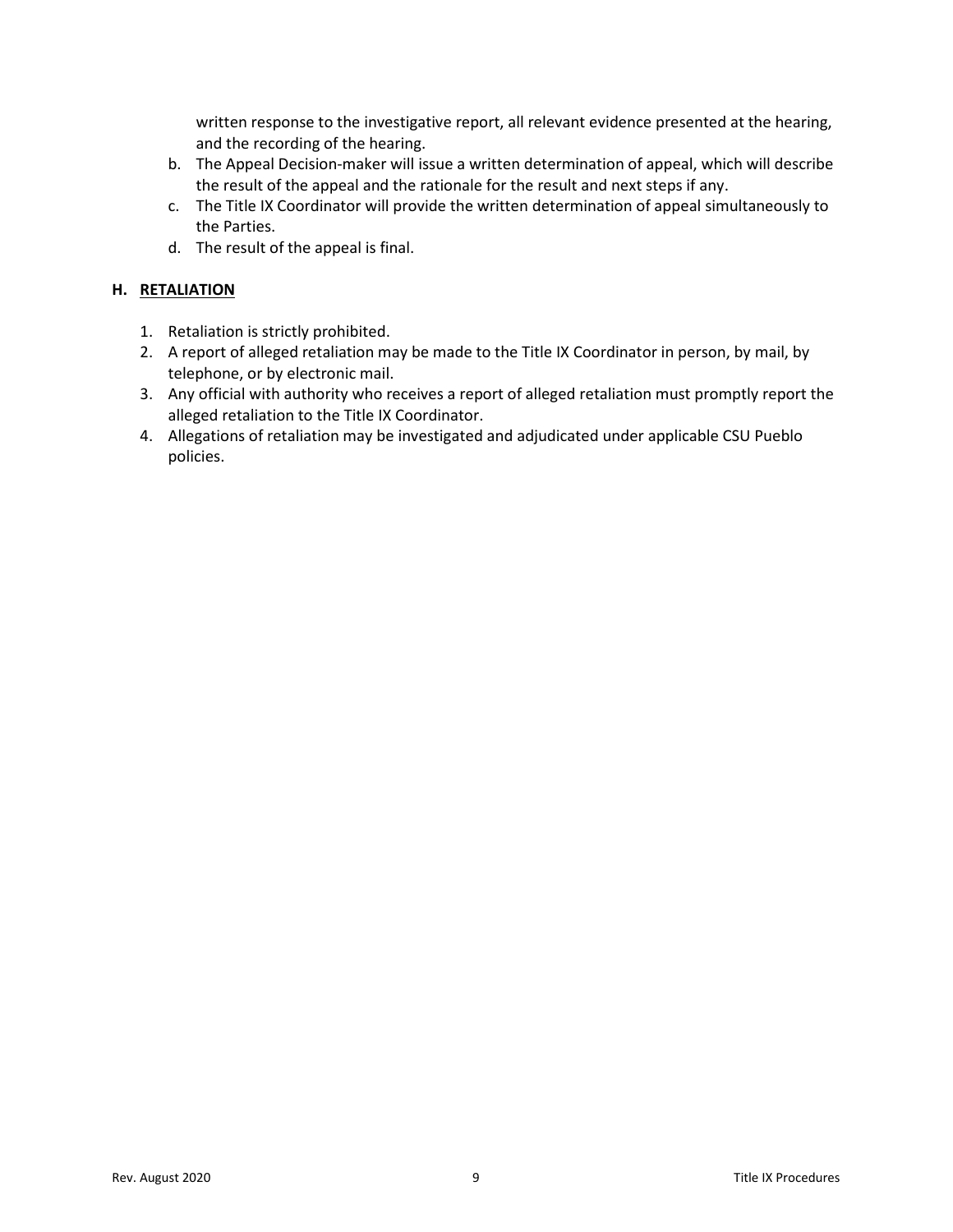written response to the investigative report, all relevant evidence presented at the hearing, and the recording of the hearing.

b. The Appeal Decision-maker will issue a written determination of appeal, which will describe the result of the appeal and the rationale for the result and next steps if any.
c. The Title IX Coordinator will provide the written determination of appeal simultaneously to the Parties.
d. The result of the appeal is final.

### H. RETALIATION

1. Retaliation is strictly prohibited.
2. A report of alleged retaliation may be made to the Title IX Coordinator in person, by mail, by telephone, or by electronic mail.
3. Any official with authority who receives a report of alleged retaliation must promptly report the alleged retaliation to the Title IX Coordinator.
4. Allegations of retaliation may be investigated and adjudicated under applicable CSU Pueblo policies.